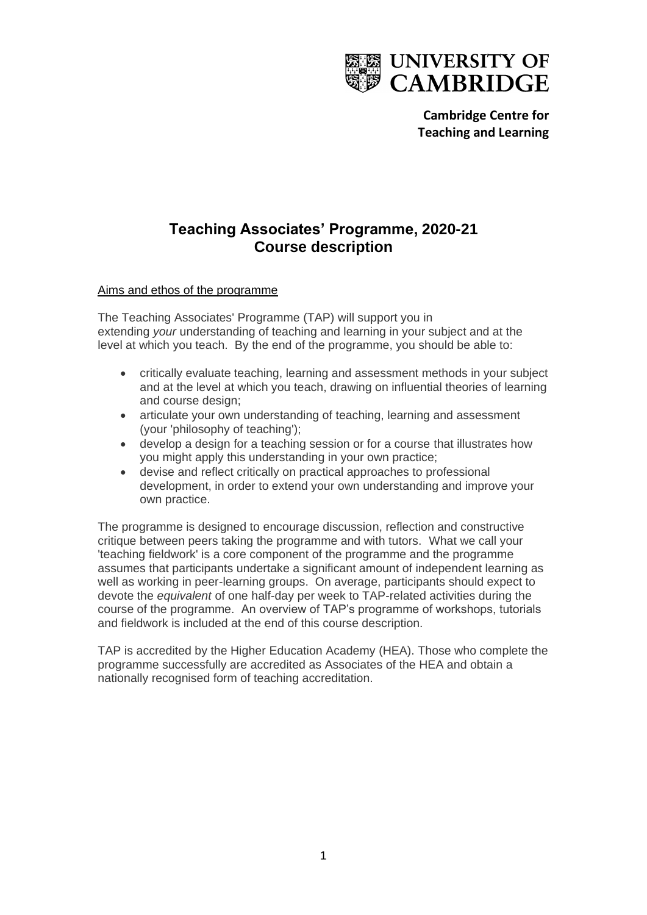UNIVERSITY OF CAMBRIDGE

**Cambridge Centre for Teaching and Learning**

# Teaching Associates' Programme, 2020-21
# Course description

## Aims and ethos of the programme

The Teaching Associates' Programme (TAP) will support you in extending *your* understanding of teaching and learning in your subject and at the level at which you teach. By the end of the programme, you should be able to:

- critically evaluate teaching, learning and assessment methods in your subject and at the level at which you teach, drawing on influential theories of learning and course design;
- articulate your own understanding of teaching, learning and assessment (your 'philosophy of teaching');
- develop a design for a teaching session or for a course that illustrates how you might apply this understanding in your own practice;
- devise and reflect critically on practical approaches to professional development, in order to extend your own understanding and improve your own practice.

The programme is designed to encourage discussion, reflection and constructive critique between peers taking the programme and with tutors. What we call your 'teaching fieldwork' is a core component of the programme and the programme assumes that participants undertake a significant amount of independent learning as well as working in peer-learning groups. On average, participants should expect to devote the *equivalent* of one half-day per week to TAP-related activities during the course of the programme. An overview of TAP's programme of workshops, tutorials and fieldwork is included at the end of this course description.

TAP is accredited by the Higher Education Academy (HEA). Those who complete the programme successfully are accredited as Associates of the HEA and obtain a nationally recognised form of teaching accreditation.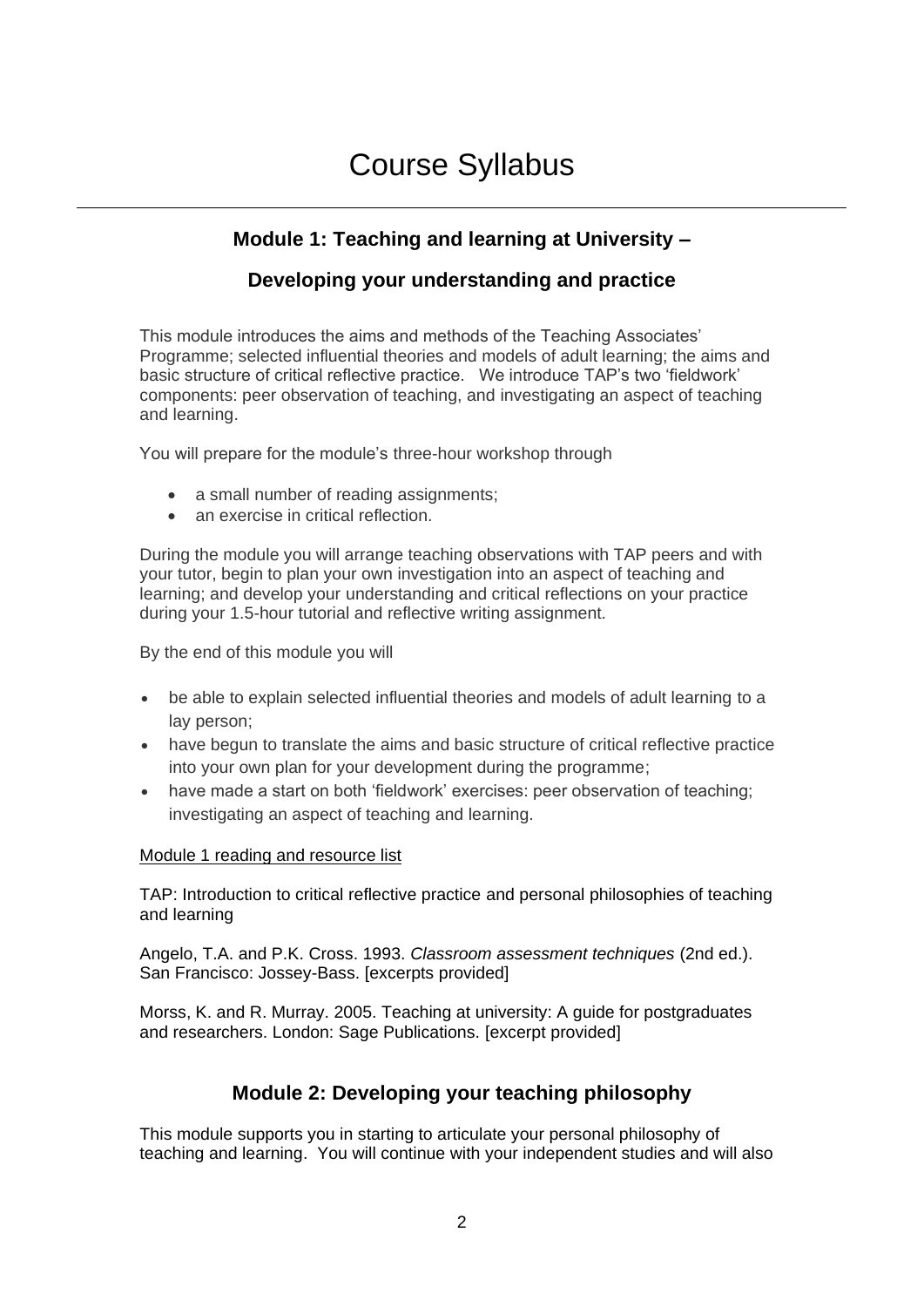# Course Syllabus

## Module 1: Teaching and learning at University – Developing your understanding and practice

This module introduces the aims and methods of the Teaching Associates' Programme; selected influential theories and models of adult learning; the aims and basic structure of critical reflective practice.  We introduce TAP's two 'fieldwork' components: peer observation of teaching, and investigating an aspect of teaching and learning.

You will prepare for the module's three-hour workshop through

- a small number of reading assignments;
- an exercise in critical reflection.

During the module you will arrange teaching observations with TAP peers and with your tutor, begin to plan your own investigation into an aspect of teaching and learning; and develop your understanding and critical reflections on your practice during your 1.5-hour tutorial and reflective writing assignment.

By the end of this module you will

- be able to explain selected influential theories and models of adult learning to a lay person;
- have begun to translate the aims and basic structure of critical reflective practice into your own plan for your development during the programme;
- have made a start on both 'fieldwork' exercises: peer observation of teaching; investigating an aspect of teaching and learning.

Module 1 reading and resource list

TAP: Introduction to critical reflective practice and personal philosophies of teaching and learning

Angelo, T.A. and P.K. Cross. 1993. *Classroom assessment techniques* (2nd ed.). San Francisco: Jossey-Bass. [excerpts provided]

Morss, K. and R. Murray. 2005. Teaching at university: A guide for postgraduates and researchers. London: Sage Publications. [excerpt provided]

## Module 2: Developing your teaching philosophy

This module supports you in starting to articulate your personal philosophy of teaching and learning.  You will continue with your independent studies and will also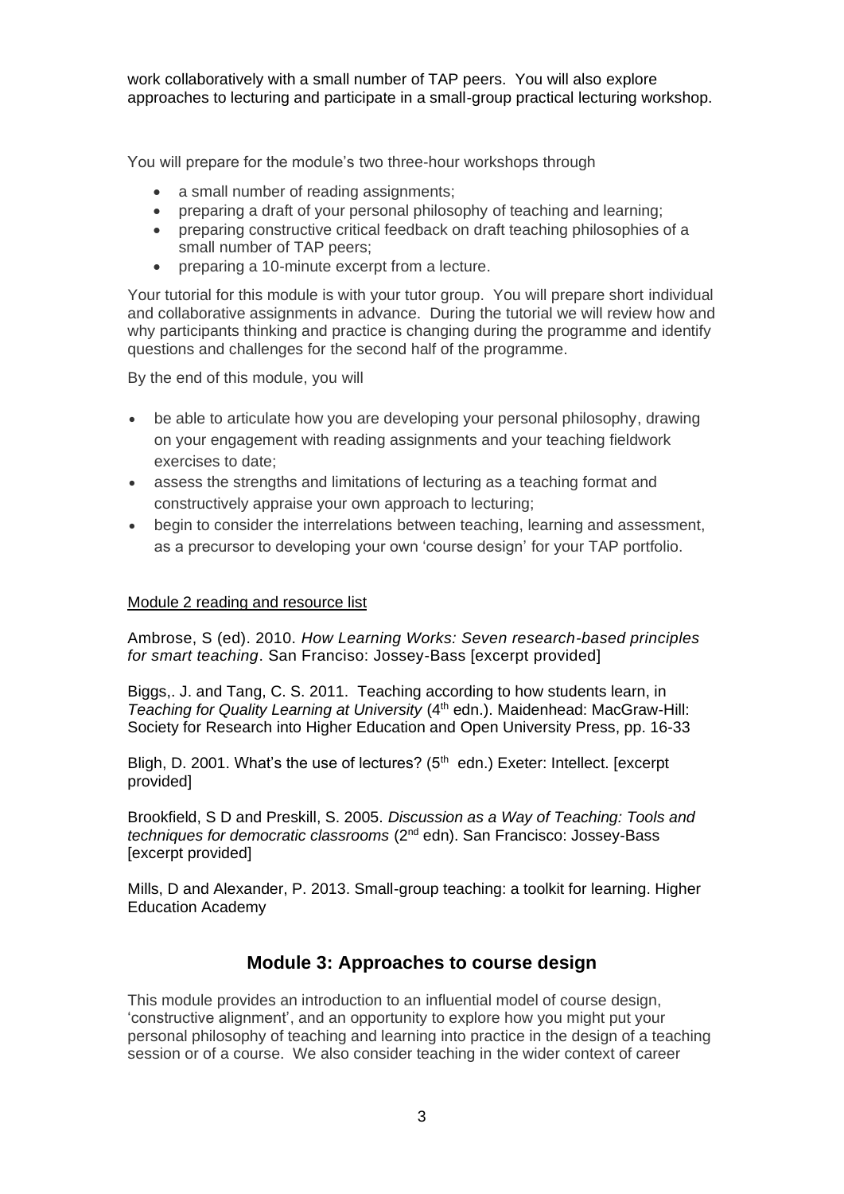work collaboratively with a small number of TAP peers. You will also explore approaches to lecturing and participate in a small-group practical lecturing workshop.

You will prepare for the module's two three-hour workshops through

- a small number of reading assignments;
- preparing a draft of your personal philosophy of teaching and learning;
- preparing constructive critical feedback on draft teaching philosophies of a small number of TAP peers;
- preparing a 10-minute excerpt from a lecture.

Your tutorial for this module is with your tutor group. You will prepare short individual and collaborative assignments in advance. During the tutorial we will review how and why participants thinking and practice is changing during the programme and identify questions and challenges for the second half of the programme.

By the end of this module, you will

- be able to articulate how you are developing your personal philosophy, drawing on your engagement with reading assignments and your teaching fieldwork exercises to date;
- assess the strengths and limitations of lecturing as a teaching format and constructively appraise your own approach to lecturing;
- begin to consider the interrelations between teaching, learning and assessment, as a precursor to developing your own 'course design' for your TAP portfolio.

<u>Module 2 reading and resource list</u>

Ambrose, S (ed). 2010. *How Learning Works: Seven research-based principles for smart teaching*. San Franciso: Jossey-Bass [excerpt provided]

Biggs,. J. and Tang, C. S. 2011. Teaching according to how students learn, in *Teaching for Quality Learning at University* (4th edn.). Maidenhead: MacGraw-Hill: Society for Research into Higher Education and Open University Press, pp. 16-33

Bligh, D. 2001. What's the use of lectures? (5th edn.) Exeter: Intellect. [excerpt provided]

Brookfield, S D and Preskill, S. 2005. *Discussion as a Way of Teaching: Tools and techniques for democratic classrooms* (2nd edn). San Francisco: Jossey-Bass [excerpt provided]

Mills, D and Alexander, P. 2013. Small-group teaching: a toolkit for learning. Higher Education Academy

## Module 3: Approaches to course design

This module provides an introduction to an influential model of course design, 'constructive alignment', and an opportunity to explore how you might put your personal philosophy of teaching and learning into practice in the design of a teaching session or of a course. We also consider teaching in the wider context of career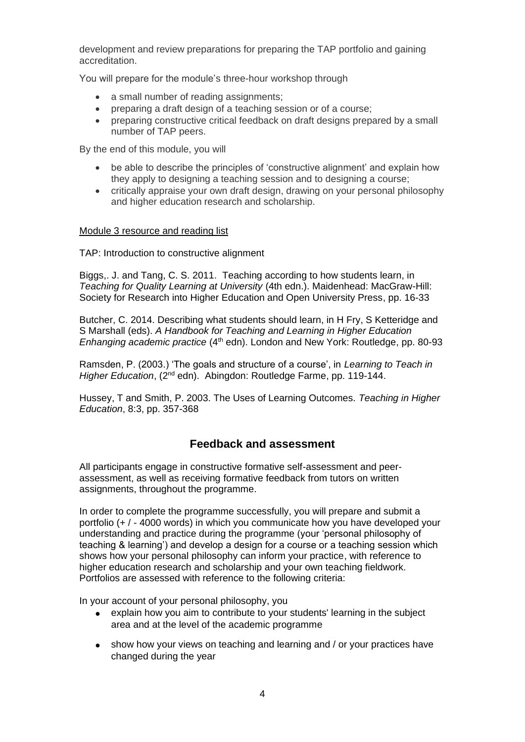development and review preparations for preparing the TAP portfolio and gaining accreditation.

You will prepare for the module's three-hour workshop through

- a small number of reading assignments;
- preparing a draft design of a teaching session or of a course;
- preparing constructive critical feedback on draft designs prepared by a small number of TAP peers.

By the end of this module, you will

- be able to describe the principles of 'constructive alignment' and explain how they apply to designing a teaching session and to designing a course;
- critically appraise your own draft design, drawing on your personal philosophy and higher education research and scholarship.

<u>Module 3 resource and reading list</u>

TAP: Introduction to constructive alignment

Biggs,. J. and Tang, C. S. 2011. Teaching according to how students learn, in *Teaching for Quality Learning at University* (4th edn.). Maidenhead: MacGraw-Hill: Society for Research into Higher Education and Open University Press, pp. 16-33

Butcher, C. 2014. Describing what students should learn, in H Fry, S Ketteridge and S Marshall (eds). *A Handbook for Teaching and Learning in Higher Education Enhanging academic practice* (4th edn). London and New York: Routledge, pp. 80-93

Ramsden, P. (2003.) 'The goals and structure of a course', in *Learning to Teach in Higher Education*, (2nd edn). Abingdon: Routledge Farme, pp. 119-144.

Hussey, T and Smith, P. 2003. The Uses of Learning Outcomes. *Teaching in Higher Education*, 8:3, pp. 357-368

## Feedback and assessment

All participants engage in constructive formative self-assessment and peer-assessment, as well as receiving formative feedback from tutors on written assignments, throughout the programme.

In order to complete the programme successfully, you will prepare and submit a portfolio (+ / - 4000 words) in which you communicate how you have developed your understanding and practice during the programme (your 'personal philosophy of teaching & learning') and develop a design for a course or a teaching session which shows how your personal philosophy can inform your practice, with reference to higher education research and scholarship and your own teaching fieldwork. Portfolios are assessed with reference to the following criteria:

In your account of your personal philosophy, you

- explain how you aim to contribute to your students' learning in the subject area and at the level of the academic programme
- show how your views on teaching and learning and / or your practices have changed during the year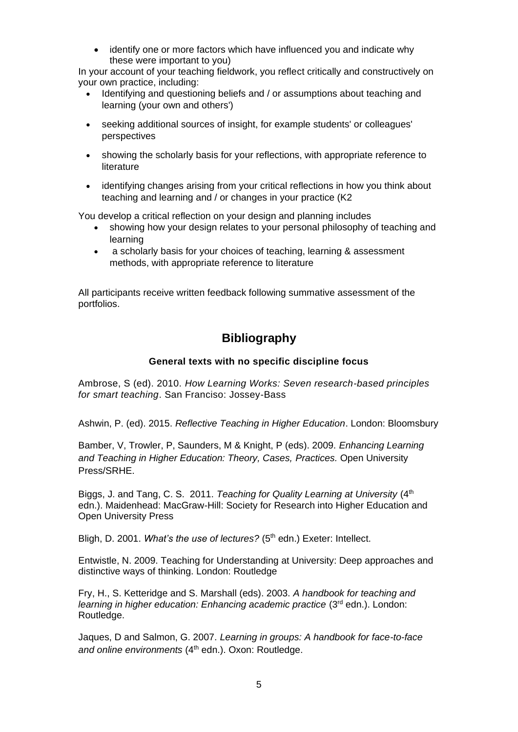- identify one or more factors which have influenced you and indicate why these were important to you)

In your account of your teaching fieldwork, you reflect critically and constructively on your own practice, including:

- Identifying and questioning beliefs and / or assumptions about teaching and learning (your own and others')
- seeking additional sources of insight, for example students' or colleagues' perspectives
- showing the scholarly basis for your reflections, with appropriate reference to literature
- identifying changes arising from your critical reflections in how you think about teaching and learning and / or changes in your practice (K2

You develop a critical reflection on your design and planning includes

- showing how your design relates to your personal philosophy of teaching and learning
- a scholarly basis for your choices of teaching, learning & assessment methods, with appropriate reference to literature

All participants receive written feedback following summative assessment of the portfolios.

## Bibliography

### General texts with no specific discipline focus

Ambrose, S (ed). 2010. *How Learning Works: Seven research-based principles for smart teaching*. San Franciso: Jossey-Bass

Ashwin, P. (ed). 2015. *Reflective Teaching in Higher Education*. London: Bloomsbury

Bamber, V, Trowler, P, Saunders, M & Knight, P (eds). 2009. *Enhancing Learning and Teaching in Higher Education: Theory, Cases, Practices.* Open University Press/SRHE.

Biggs, J. and Tang, C. S. 2011. *Teaching for Quality Learning at University* (4th edn.). Maidenhead: MacGraw-Hill: Society for Research into Higher Education and Open University Press

Bligh, D. 2001. *What's the use of lectures?* (5th edn.) Exeter: Intellect.

Entwistle, N. 2009. Teaching for Understanding at University: Deep approaches and distinctive ways of thinking. London: Routledge

Fry, H., S. Ketteridge and S. Marshall (eds). 2003. *A handbook for teaching and learning in higher education: Enhancing academic practice* (3rd edn.). London: Routledge.

Jaques, D and Salmon, G. 2007. *Learning in groups: A handbook for face-to-face and online environments* (4th edn.). Oxon: Routledge.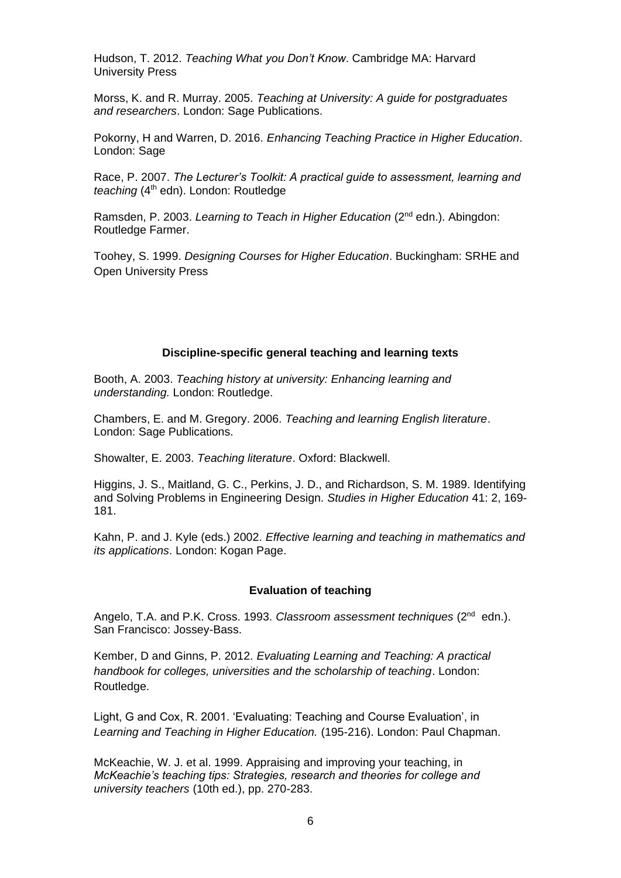Hudson, T. 2012. *Teaching What you Don't Know*. Cambridge MA: Harvard University Press

Morss, K. and R. Murray. 2005. *Teaching at University: A guide for postgraduates and researchers*. London: Sage Publications.

Pokorny, H and Warren, D. 2016. *Enhancing Teaching Practice in Higher Education*. London: Sage

Race, P. 2007. *The Lecturer's Toolkit: A practical guide to assessment, learning and teaching* (4th edn). London: Routledge

Ramsden, P. 2003. *Learning to Teach in Higher Education* (2nd edn.). Abingdon: Routledge Farmer.

Toohey, S. 1999. *Designing Courses for Higher Education*. Buckingham: SRHE and Open University Press

**Discipline-specific general teaching and learning texts**

Booth, A. 2003. *Teaching history at university: Enhancing learning and understanding.* London: Routledge.

Chambers, E. and M. Gregory. 2006. *Teaching and learning English literature*. London: Sage Publications.

Showalter, E. 2003. *Teaching literature*. Oxford: Blackwell.

Higgins, J. S., Maitland, G. C., Perkins, J. D., and Richardson, S. M. 1989. Identifying and Solving Problems in Engineering Design. *Studies in Higher Education* 41: 2, 169-181.

Kahn, P. and J. Kyle (eds.) 2002. *Effective learning and teaching in mathematics and its applications*. London: Kogan Page.

**Evaluation of teaching**

Angelo, T.A. and P.K. Cross. 1993. *Classroom assessment techniques* (2nd edn.). San Francisco: Jossey-Bass.

Kember, D and Ginns, P. 2012. *Evaluating Learning and Teaching: A practical handbook for colleges, universities and the scholarship of teaching*. London: Routledge.

Light, G and Cox, R. 2001. 'Evaluating: Teaching and Course Evaluation', in *Learning and Teaching in Higher Education.* (195-216). London: Paul Chapman.

McKeachie, W. J. et al. 1999. Appraising and improving your teaching, in *McKeachie's teaching tips: Strategies, research and theories for college and university teachers* (10th ed.), pp. 270-283.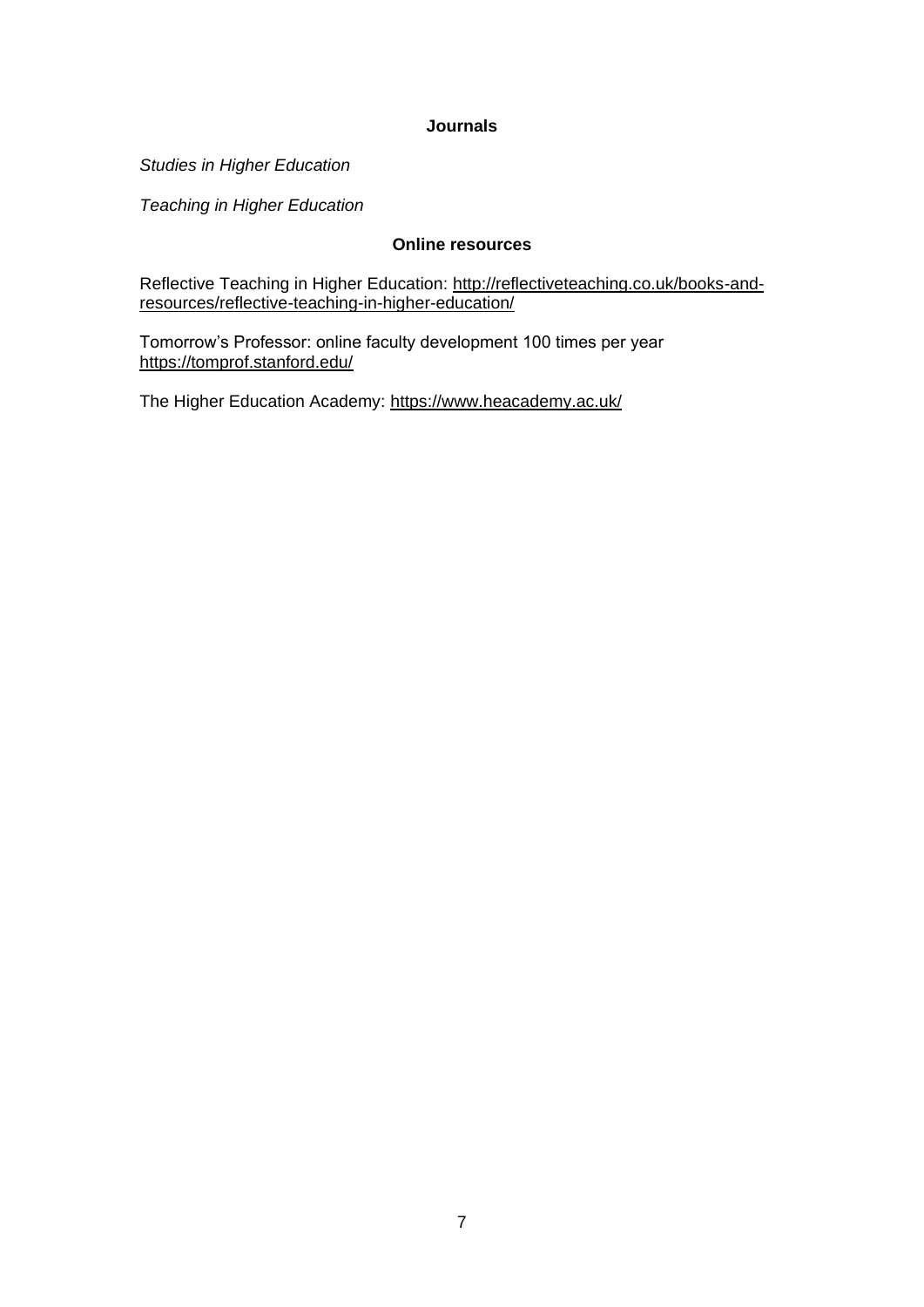## Journals

*Studies in Higher Education*

*Teaching in Higher Education*

## Online resources

Reflective Teaching in Higher Education: http://reflectiveteaching.co.uk/books-and-resources/reflective-teaching-in-higher-education/

Tomorrow's Professor: online faculty development 100 times per year https://tomprof.stanford.edu/

The Higher Education Academy: https://www.heacademy.ac.uk/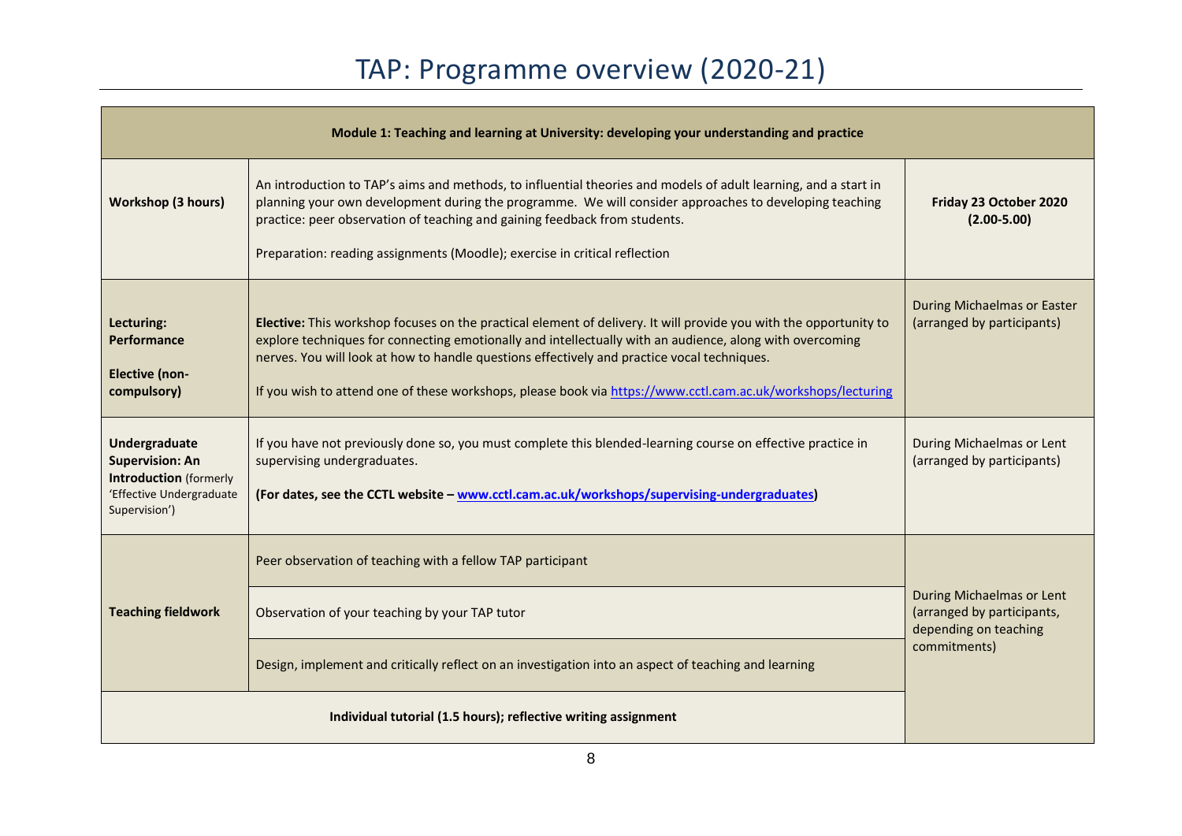# TAP: Programme overview (2020-21)

| Module 1: Teaching and learning at University: developing your understanding and practice | | |
|---|---|---|
| **Workshop (3 hours)** | An introduction to TAP's aims and methods, to influential theories and models of adult learning, and a start in planning your own development during the programme. We will consider approaches to developing teaching practice: peer observation of teaching and gaining feedback from students.<br><br>Preparation: reading assignments (Moodle); exercise in critical reflection | **Friday 23 October 2020 (2.00-5.00)** |
| **Lecturing: Performance**<br><br>**Elective (non-compulsory)** | **Elective:** This workshop focuses on the practical element of delivery. It will provide you with the opportunity to explore techniques for connecting emotionally and intellectually with an audience, along with overcoming nerves. You will look at how to handle questions effectively and practice vocal techniques.<br><br>If you wish to attend one of these workshops, please book via https://www.cctl.cam.ac.uk/workshops/lecturing | During Michaelmas or Easter (arranged by participants) |
| **Undergraduate Supervision: An Introduction** (formerly 'Effective Undergraduate Supervision') | If you have not previously done so, you must complete this blended-learning course on effective practice in supervising undergraduates.<br><br>**(For dates, see the CCTL website – www.cctl.cam.ac.uk/workshops/supervising-undergraduates)** | During Michaelmas or Lent (arranged by participants) |
| **Teaching fieldwork** | Peer observation of teaching with a fellow TAP participant | During Michaelmas or Lent (arranged by participants, depending on teaching commitments) |
| | Observation of your teaching by your TAP tutor | |
| | Design, implement and critically reflect on an investigation into an aspect of teaching and learning | |
| **Individual tutorial (1.5 hours); reflective writing assignment** | | |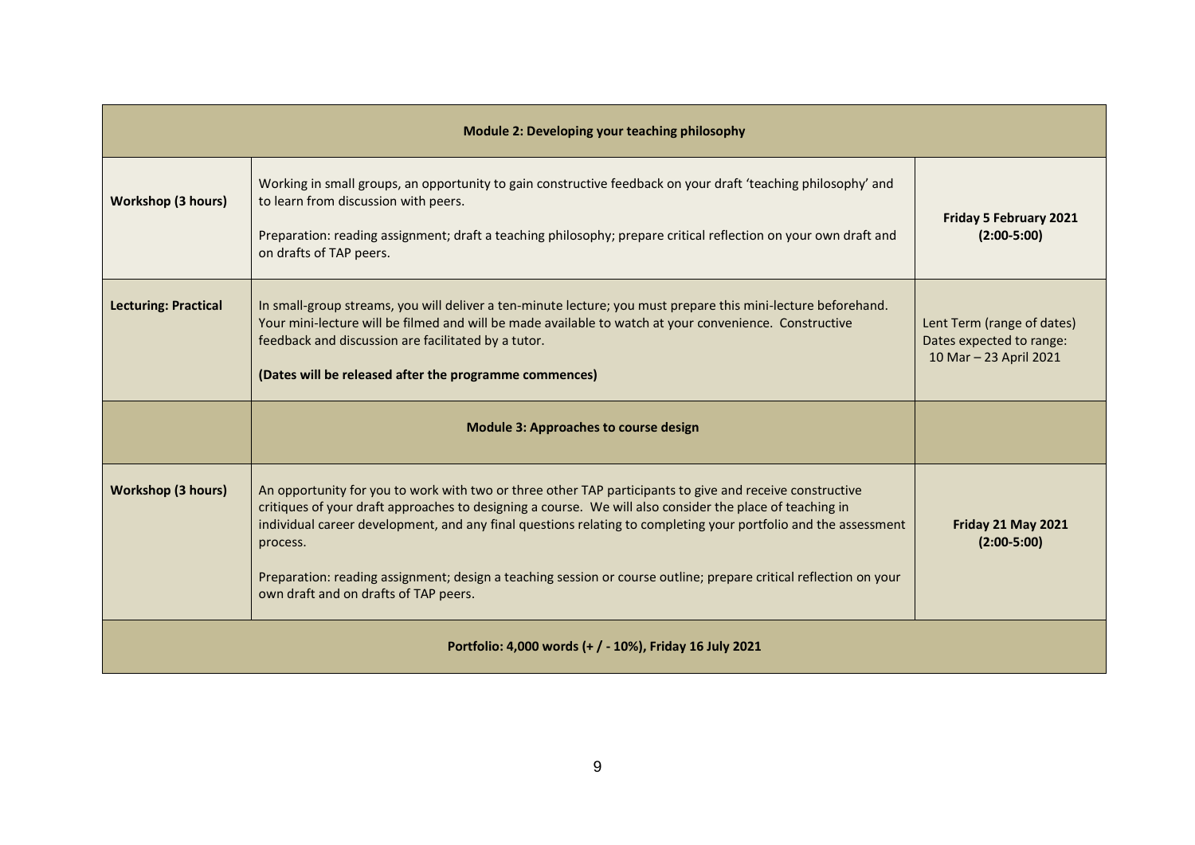| Module 2: Developing your teaching philosophy | | |
|---|---|---|
| **Workshop (3 hours)** | Working in small groups, an opportunity to gain constructive feedback on your draft 'teaching philosophy' and to learn from discussion with peers.<br><br>Preparation: reading assignment; draft a teaching philosophy; prepare critical reflection on your own draft and on drafts of TAP peers. | **Friday 5 February 2021 (2:00-5:00)** |
| **Lecturing: Practical** | In small-group streams, you will deliver a ten-minute lecture; you must prepare this mini-lecture beforehand. Your mini-lecture will be filmed and will be made available to watch at your convenience. Constructive feedback and discussion are facilitated by a tutor.<br><br>**(Dates will be released after the programme commences)** | Lent Term (range of dates) Dates expected to range: 10 Mar – 23 April 2021 |
| | **Module 3: Approaches to course design** | |
| **Workshop (3 hours)** | An opportunity for you to work with two or three other TAP participants to give and receive constructive critiques of your draft approaches to designing a course. We will also consider the place of teaching in individual career development, and any final questions relating to completing your portfolio and the assessment process.<br><br>Preparation: reading assignment; design a teaching session or course outline; prepare critical reflection on your own draft and on drafts of TAP peers. | **Friday 21 May 2021 (2:00-5:00)** |
| **Portfolio: 4,000 words (+ / - 10%), Friday 16 July 2021** | | |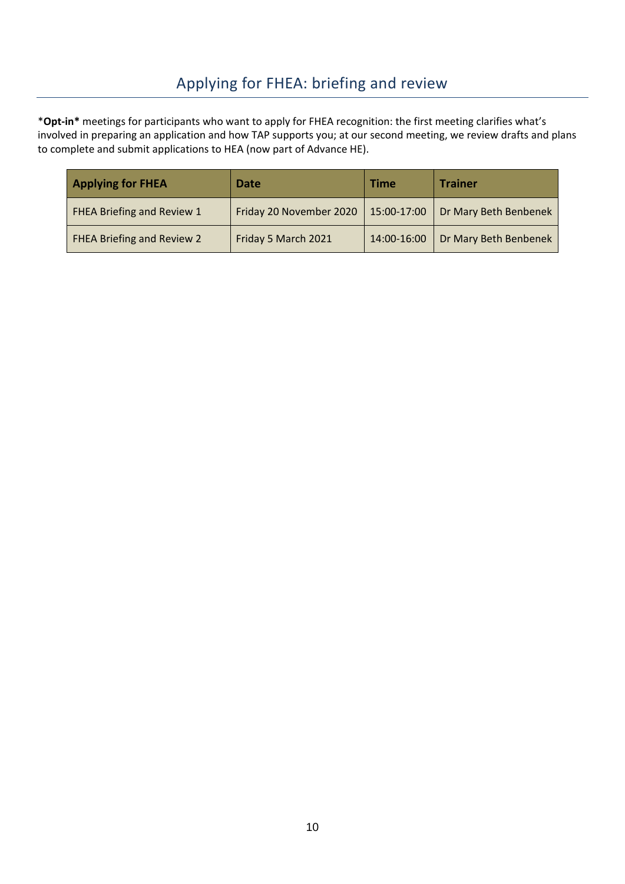## Applying for FHEA: briefing and review

***Opt-in*** meetings for participants who want to apply for FHEA recognition: the first meeting clarifies what's involved in preparing an application and how TAP supports you; at our second meeting, we review drafts and plans to complete and submit applications to HEA (now part of Advance HE).

| Applying for FHEA | Date | Time | Trainer |
|---|---|---|---|
| FHEA Briefing and Review 1 | Friday 20 November 2020 | 15:00-17:00 | Dr Mary Beth Benbenek |
| FHEA Briefing and Review 2 | Friday 5 March 2021 | 14:00-16:00 | Dr Mary Beth Benbenek |